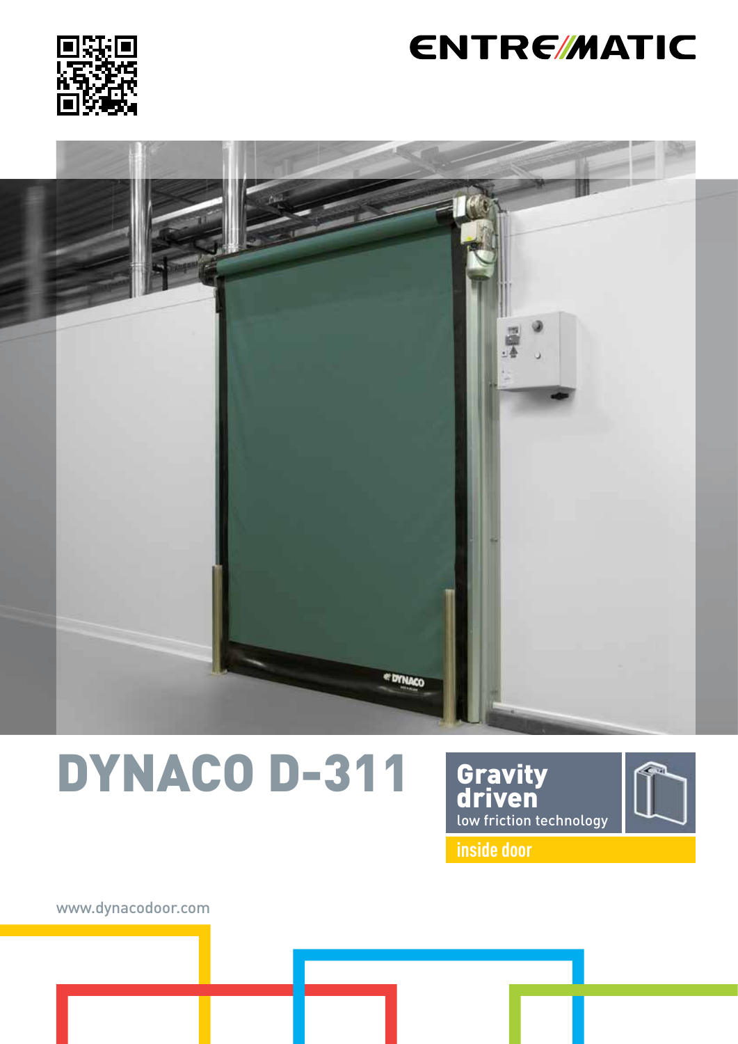ENTREMATIC

# DYNACO D-311

**Gravity driven**

low friction technology

inside door

www.dynacodoor.com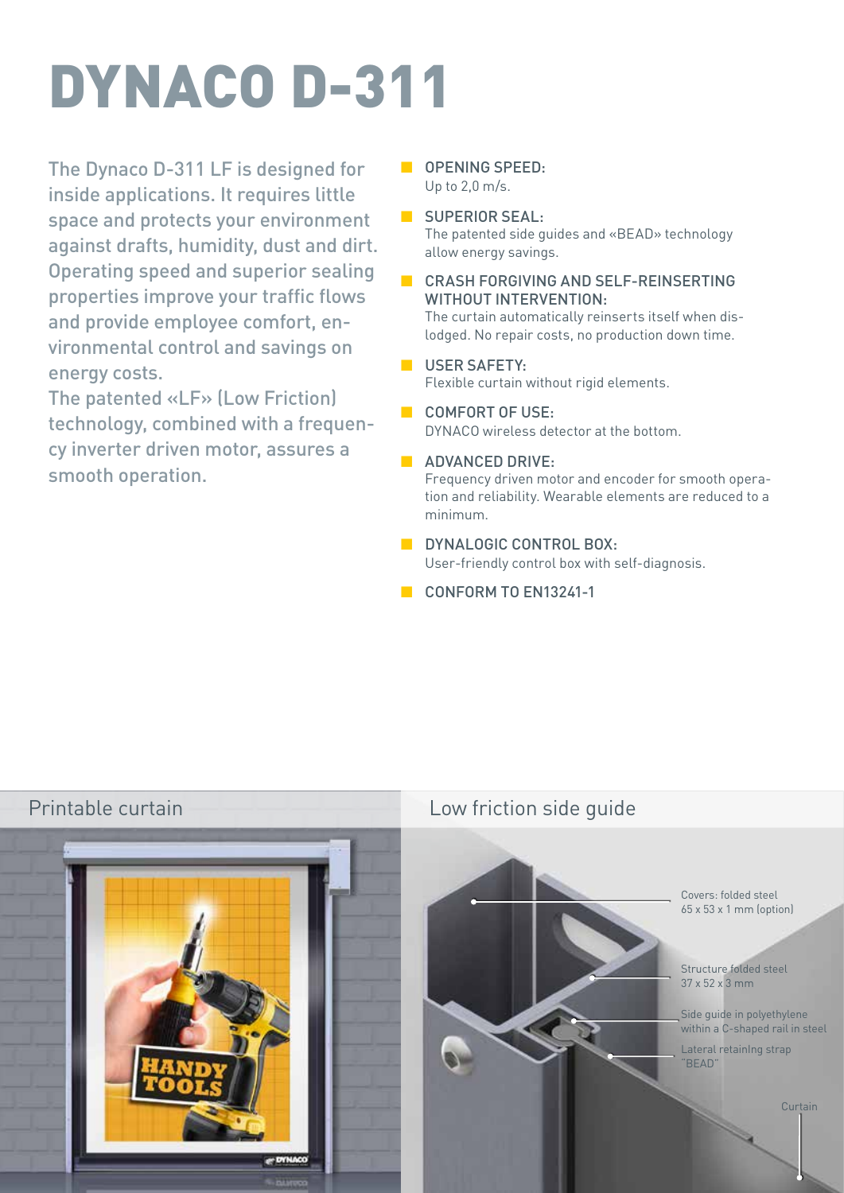# DYNACO D-311

The Dynaco D-311 LF is designed for inside applications. It requires little space and protects your environment against drafts, humidity, dust and dirt. Operating speed and superior sealing properties improve your traffic flows and provide employee comfort, environmental control and savings on energy costs.

The patented «LF» (Low Friction) technology, combined with a frequency inverter driven motor, assures a smooth operation.

- **OPENING SPEED:**
  Up to 2,0 m/s.
- **SUPERIOR SEAL:**
  The patented side guides and «BEAD» technology allow energy savings.
- **CRASH FORGIVING AND SELF-REINSERTING WITHOUT INTERVENTION:**
  The curtain automatically reinserts itself when dislodged. No repair costs, no production down time.
- **USER SAFETY:**
  Flexible curtain without rigid elements.
- **COMFORT OF USE:**
  DYNACO wireless detector at the bottom.
- **ADVANCED DRIVE:**
  Frequency driven motor and encoder for smooth operation and reliability. Wearable elements are reduced to a minimum.
- **DYNALOGIC CONTROL BOX:**
  User-friendly control box with self-diagnosis.
- **CONFORM TO EN13241-1**

## Printable curtain

## Low friction side guide

Covers: folded steel 65 x 53 x 1 mm (option)

Structure folded steel 37 x 52 x 3 mm

Side guide in polyethylene within a C-shaped rail in steel

Lateral retaining strap "BEAD"

Curtain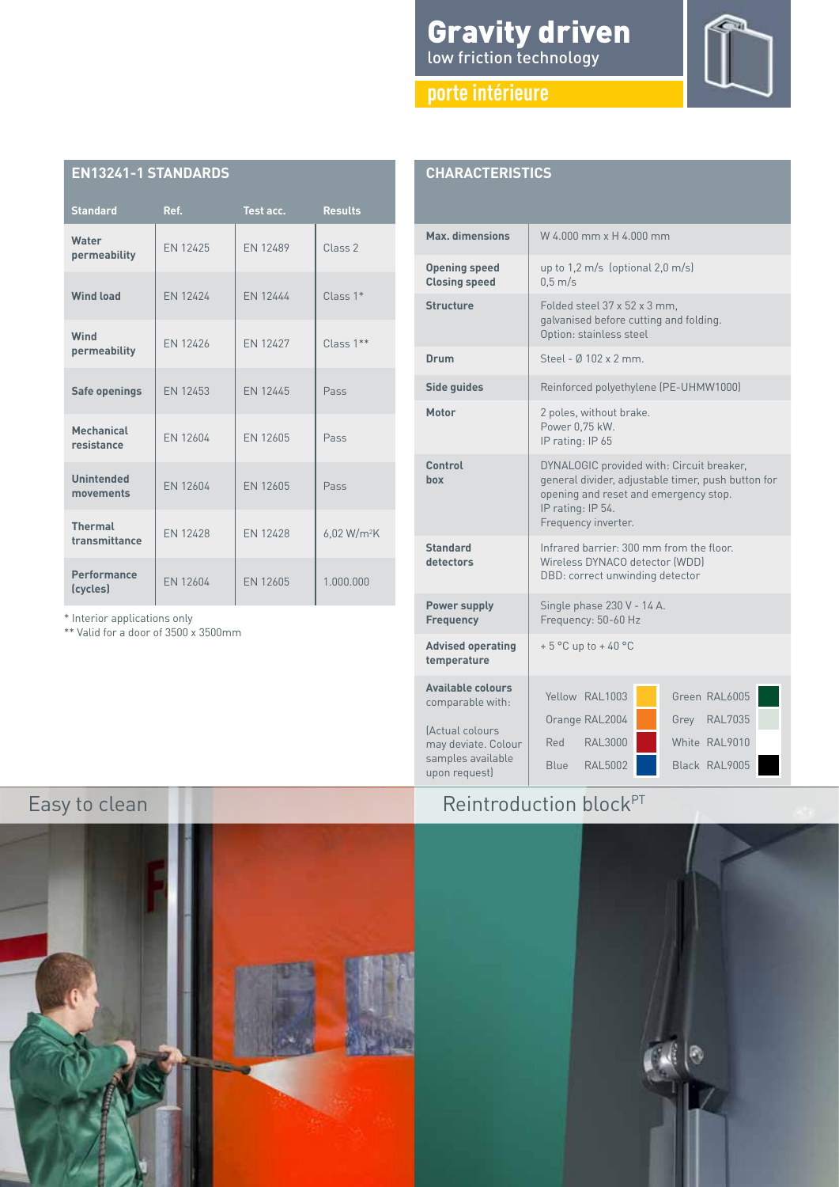# Gravity driven

low friction technology

## porte intérieure

## EN13241-1 STANDARDS

| Standard | Ref. | Test acc. | Results |
|---|---|---|---|
| **Water permeability** | EN 12425 | EN 12489 | Class 2 |
| **Wind load** | EN 12424 | EN 12444 | Class 1* |
| **Wind permeability** | EN 12426 | EN 12427 | Class 1** |
| **Safe openings** | EN 12453 | EN 12445 | Pass |
| **Mechanical resistance** | EN 12604 | EN 12605 | Pass |
| **Unintended movements** | EN 12604 | EN 12605 | Pass |
| **Thermal transmittance** | EN 12428 | EN 12428 | 6,02 $W/m^2K$ |
| **Performance (cycles)** | EN 12604 | EN 12605 | 1.000.000 |

\* Interior applications only
\** Valid for a door of 3500 x 3500mm

## CHARACTERISTICS

| | |
|---|---|
| **Max. dimensions** | W 4.000 mm x H 4.000 mm |
| **Opening speed** / **Closing speed** | up to 1,2 m/s (optional 2,0 m/s) / 0,5 m/s |
| **Structure** | Folded steel 37 x 52 x 3 mm, galvanised before cutting and folding. Option: stainless steel |
| **Drum** | Steel - Ø 102 x 2 mm. |
| **Side guides** | Reinforced polyethylene (PE-UHMW1000) |
| **Motor** | 2 poles, without brake. Power 0,75 kW. IP rating: IP 65 |
| **Control box** | DYNALOGIC provided with: Circuit breaker, general divider, adjustable timer, push button for opening and reset and emergency stop. IP rating: IP 54. Frequency inverter. |
| **Standard detectors** | Infrared barrier: 300 mm from the floor. Wireless DYNACO detector (WDD) DBD: correct unwinding detector |
| **Power supply** / **Frequency** | Single phase 230 V - 14 A. Frequency: 50-60 Hz |
| **Advised operating temperature** | + 5 °C up to + 40 °C |
| **Available colours** comparable with: (Actual colours may deviate. Colour samples available upon request) | Yellow RAL1003, Orange RAL2004, Red RAL3000, Blue RAL5002, Green RAL6005, Grey RAL7035, White RAL9010, Black RAL9005 |

Easy to clean

Reintroduction block[PT]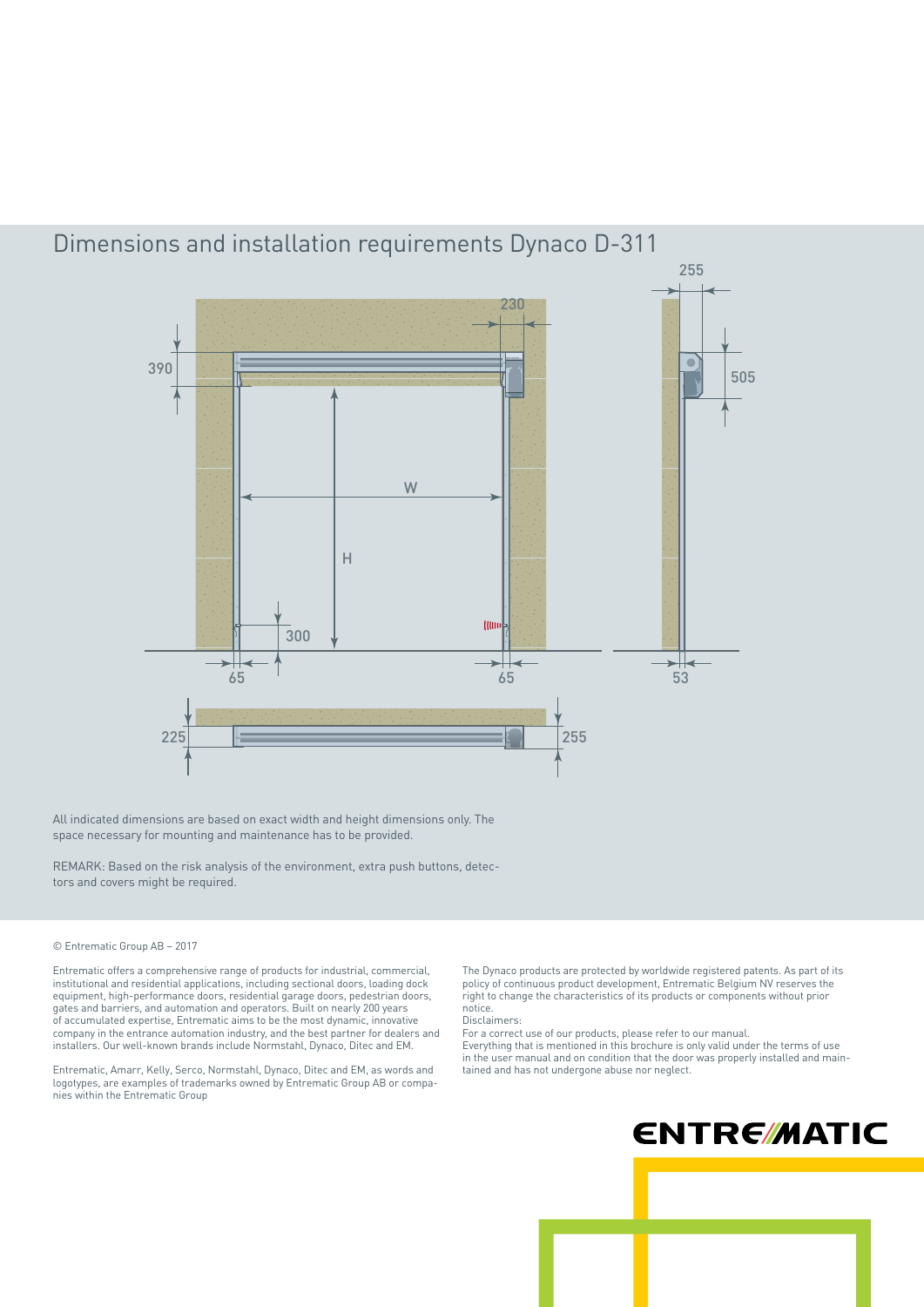## Dimensions and installation requirements Dynaco D-311

255

230

390

505

W

H

300

65

65

53

225

255

All indicated dimensions are based on exact width and height dimensions only. The space necessary for mounting and maintenance has to be provided.

REMARK: Based on the risk analysis of the environment, extra push buttons, detectors and covers might be required.

© Entrematic Group AB – 2017

Entrematic offers a comprehensive range of products for industrial, commercial, institutional and residential applications, including sectional doors, loading dock equipment, high-performance doors, residential garage doors, pedestrian doors, gates and barriers, and automation and operators. Built on nearly 200 years of accumulated expertise, Entrematic aims to be the most dynamic, innovative company in the entrance automation industry, and the best partner for dealers and installers. Our well-known brands include Normstahl, Dynaco, Ditec and EM.

Entrematic, Amarr, Kelly, Serco, Normstahl, Dynaco, Ditec and EM, as words and logotypes, are examples of trademarks owned by Entrematic Group AB or companies within the Entrematic Group

The Dynaco products are protected by worldwide registered patents. As part of its policy of continuous product development, Entrematic Belgium NV reserves the right to change the characteristics of its products or components without prior notice.

Disclaimers:

For a correct use of our products, please refer to our manual.

Everything that is mentioned in this brochure is only valid under the terms of use in the user manual and on condition that the door was properly installed and maintained and has not undergone abuse nor neglect.

ENTREMATIC